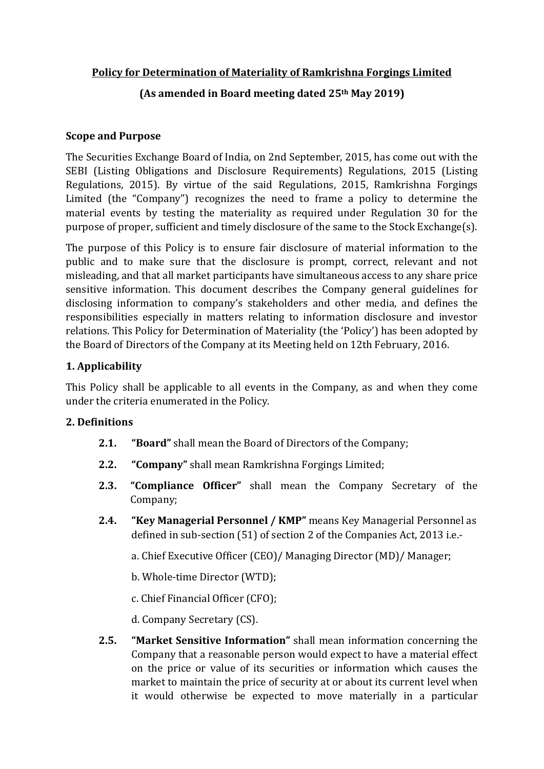# Policy for Determination of Materiality of Ramkrishna Forgings Limited

## (As amended in Board meeting dated 25th May 2019)

### Scope and Purpose

The Securities Exchange Board of India, on 2nd September, 2015, has come out with the SEBI (Listing Obligations and Disclosure Requirements) Regulations, 2015 (Listing Regulations, 2015). By virtue of the said Regulations, 2015, Ramkrishna Forgings Limited (the "Company") recognizes the need to frame a policy to determine the material events by testing the materiality as required under Regulation 30 for the purpose of proper, sufficient and timely disclosure of the same to the Stock Exchange(s).

The purpose of this Policy is to ensure fair disclosure of material information to the public and to make sure that the disclosure is prompt, correct, relevant and not misleading, and that all market participants have simultaneous access to any share price sensitive information. This document describes the Company general guidelines for disclosing information to company's stakeholders and other media, and defines the responsibilities especially in matters relating to information disclosure and investor relations. This Policy for Determination of Materiality (the 'Policy') has been adopted by the Board of Directors of the Company at its Meeting held on 12th February, 2016.

### 1. Applicability

This Policy shall be applicable to all events in the Company, as and when they come under the criteria enumerated in the Policy.

### 2. Definitions

**2.1.** **"Board"** shall mean the Board of Directors of the Company;

**2.2.** **"Company"** shall mean Ramkrishna Forgings Limited;

**2.3.** **"Compliance Officer"** shall mean the Company Secretary of the Company;

**2.4.** **"Key Managerial Personnel / KMP"** means Key Managerial Personnel as defined in sub-section (51) of section 2 of the Companies Act, 2013 i.e.-

a. Chief Executive Officer (CEO)/ Managing Director (MD)/ Manager;

b. Whole-time Director (WTD);

c. Chief Financial Officer (CFO);

d. Company Secretary (CS).

**2.5.** **"Market Sensitive Information"** shall mean information concerning the Company that a reasonable person would expect to have a material effect on the price or value of its securities or information which causes the market to maintain the price of security at or about its current level when it would otherwise be expected to move materially in a particular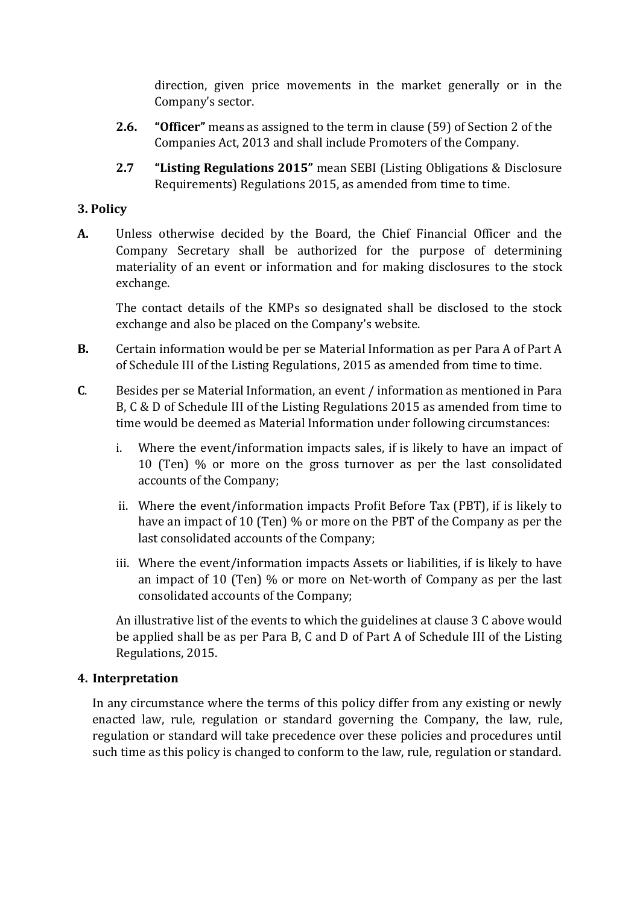direction, given price movements in the market generally or in the Company's sector.

**2.6.** **"Officer"** means as assigned to the term in clause (59) of Section 2 of the Companies Act, 2013 and shall include Promoters of the Company.

**2.7** **"Listing Regulations 2015"** mean SEBI (Listing Obligations & Disclosure Requirements) Regulations 2015, as amended from time to time.

## 3. Policy

**A.** Unless otherwise decided by the Board, the Chief Financial Officer and the Company Secretary shall be authorized for the purpose of determining materiality of an event or information and for making disclosures to the stock exchange.

The contact details of the KMPs so designated shall be disclosed to the stock exchange and also be placed on the Company's website.

**B.** Certain information would be per se Material Information as per Para A of Part A of Schedule III of the Listing Regulations, 2015 as amended from time to time.

**C**. Besides per se Material Information, an event / information as mentioned in Para B, C & D of Schedule III of the Listing Regulations 2015 as amended from time to time would be deemed as Material Information under following circumstances:

i. Where the event/information impacts sales, if is likely to have an impact of 10 (Ten) % or more on the gross turnover as per the last consolidated accounts of the Company;

ii. Where the event/information impacts Profit Before Tax (PBT), if is likely to have an impact of 10 (Ten) % or more on the PBT of the Company as per the last consolidated accounts of the Company;

iii. Where the event/information impacts Assets or liabilities, if is likely to have an impact of 10 (Ten) % or more on Net-worth of Company as per the last consolidated accounts of the Company;

An illustrative list of the events to which the guidelines at clause 3 C above would be applied shall be as per Para B, C and D of Part A of Schedule III of the Listing Regulations, 2015.

## 4. Interpretation

In any circumstance where the terms of this policy differ from any existing or newly enacted law, rule, regulation or standard governing the Company, the law, rule, regulation or standard will take precedence over these policies and procedures until such time as this policy is changed to conform to the law, rule, regulation or standard.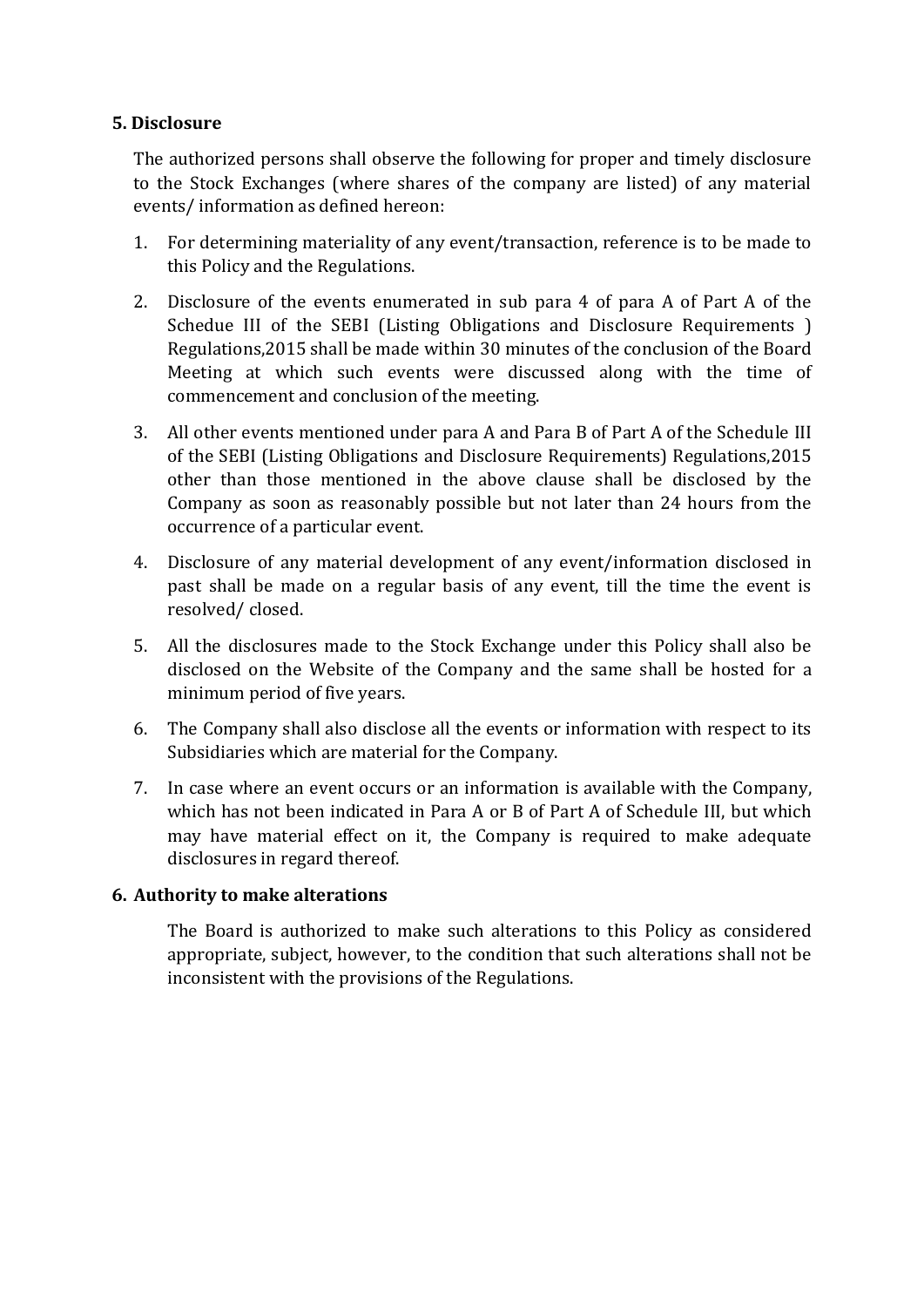## 5. Disclosure

The authorized persons shall observe the following for proper and timely disclosure to the Stock Exchanges (where shares of the company are listed) of any material events/ information as defined hereon:

1. For determining materiality of any event/transaction, reference is to be made to this Policy and the Regulations.
2. Disclosure of the events enumerated in sub para 4 of para A of Part A of the Schedue III of the SEBI (Listing Obligations and Disclosure Requirements ) Regulations,2015 shall be made within 30 minutes of the conclusion of the Board Meeting at which such events were discussed along with the time of commencement and conclusion of the meeting.
3. All other events mentioned under para A and Para B of Part A of the Schedule III of the SEBI (Listing Obligations and Disclosure Requirements) Regulations,2015 other than those mentioned in the above clause shall be disclosed by the Company as soon as reasonably possible but not later than 24 hours from the occurrence of a particular event.
4. Disclosure of any material development of any event/information disclosed in past shall be made on a regular basis of any event, till the time the event is resolved/ closed.
5. All the disclosures made to the Stock Exchange under this Policy shall also be disclosed on the Website of the Company and the same shall be hosted for a minimum period of five years.
6. The Company shall also disclose all the events or information with respect to its Subsidiaries which are material for the Company.
7. In case where an event occurs or an information is available with the Company, which has not been indicated in Para A or B of Part A of Schedule III, but which may have material effect on it, the Company is required to make adequate disclosures in regard thereof.

## 6. Authority to make alterations

The Board is authorized to make such alterations to this Policy as considered appropriate, subject, however, to the condition that such alterations shall not be inconsistent with the provisions of the Regulations.